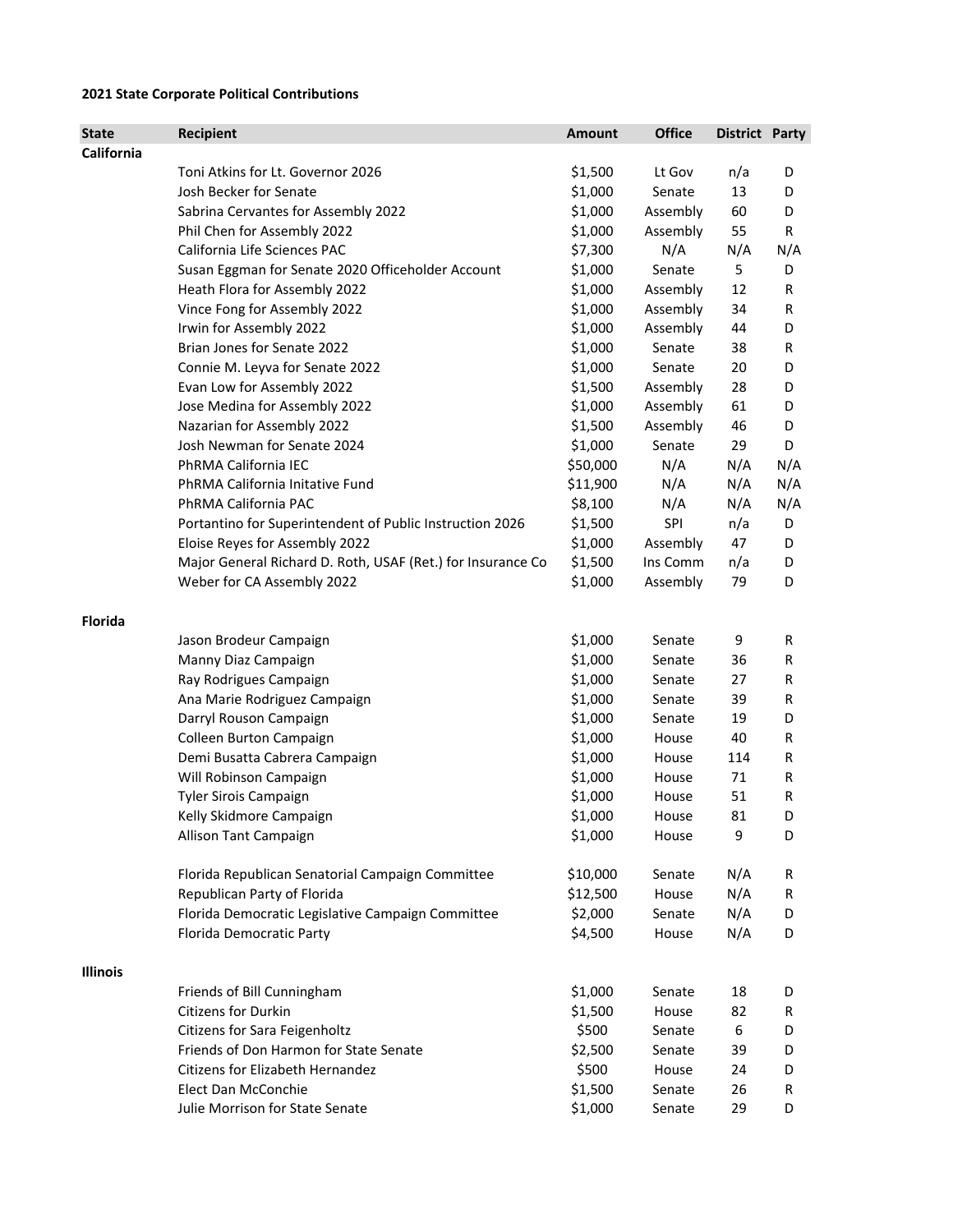**2021 State Corporate Political Contributions**

| State | Recipient | Amount | Office | District | Party |
|---|---|---|---|---|---|
| **California** | | | | | |
| | Toni Atkins for Lt. Governor 2026 | $1,500 | Lt Gov | n/a | D |
| | Josh Becker for Senate | $1,000 | Senate | 13 | D |
| | Sabrina Cervantes for Assembly 2022 | $1,000 | Assembly | 60 | D |
| | Phil Chen for Assembly 2022 | $1,000 | Assembly | 55 | R |
| | California Life Sciences PAC | $7,300 | N/A | N/A | N/A |
| | Susan Eggman for Senate 2020 Officeholder Account | $1,000 | Senate | 5 | D |
| | Heath Flora for Assembly 2022 | $1,000 | Assembly | 12 | R |
| | Vince Fong for Assembly 2022 | $1,000 | Assembly | 34 | R |
| | Irwin for Assembly 2022 | $1,000 | Assembly | 44 | D |
| | Brian Jones for Senate 2022 | $1,000 | Senate | 38 | R |
| | Connie M. Leyva for Senate 2022 | $1,000 | Senate | 20 | D |
| | Evan Low for Assembly 2022 | $1,500 | Assembly | 28 | D |
| | Jose Medina for Assembly 2022 | $1,000 | Assembly | 61 | D |
| | Nazarian for Assembly 2022 | $1,500 | Assembly | 46 | D |
| | Josh Newman for Senate 2024 | $1,000 | Senate | 29 | D |
| | PhRMA California IEC | $50,000 | N/A | N/A | N/A |
| | PhRMA California Initative Fund | $11,900 | N/A | N/A | N/A |
| | PhRMA California PAC | $8,100 | N/A | N/A | N/A |
| | Portantino for Superintendent of Public Instruction 2026 | $1,500 | SPI | n/a | D |
| | Eloise Reyes for Assembly 2022 | $1,000 | Assembly | 47 | D |
| | Major General Richard D. Roth, USAF (Ret.) for Insurance Co | $1,500 | Ins Comm | n/a | D |
| | Weber for CA Assembly 2022 | $1,000 | Assembly | 79 | D |
| **Florida** | | | | | |
| | Jason Brodeur Campaign | $1,000 | Senate | 9 | R |
| | Manny Diaz Campaign | $1,000 | Senate | 36 | R |
| | Ray Rodrigues Campaign | $1,000 | Senate | 27 | R |
| | Ana Marie Rodriguez Campaign | $1,000 | Senate | 39 | R |
| | Darryl Rouson Campaign | $1,000 | Senate | 19 | D |
| | Colleen Burton Campaign | $1,000 | House | 40 | R |
| | Demi Busatta Cabrera Campaign | $1,000 | House | 114 | R |
| | Will Robinson Campaign | $1,000 | House | 71 | R |
| | Tyler Sirois Campaign | $1,000 | House | 51 | R |
| | Kelly Skidmore Campaign | $1,000 | House | 81 | D |
| | Allison Tant Campaign | $1,000 | House | 9 | D |
| | Florida Republican Senatorial Campaign Committee | $10,000 | Senate | N/A | R |
| | Republican Party of Florida | $12,500 | House | N/A | R |
| | Florida Democratic Legislative Campaign Committee | $2,000 | Senate | N/A | D |
| | Florida Democratic Party | $4,500 | House | N/A | D |
| **Illinois** | | | | | |
| | Friends of Bill Cunningham | $1,000 | Senate | 18 | D |
| | Citizens for Durkin | $1,500 | House | 82 | R |
| | Citizens for Sara Feigenholtz | $500 | Senate | 6 | D |
| | Friends of Don Harmon for State Senate | $2,500 | Senate | 39 | D |
| | Citizens for Elizabeth Hernandez | $500 | House | 24 | D |
| | Elect Dan McConchie | $1,500 | Senate | 26 | R |
| | Julie Morrison for State Senate | $1,000 | Senate | 29 | D |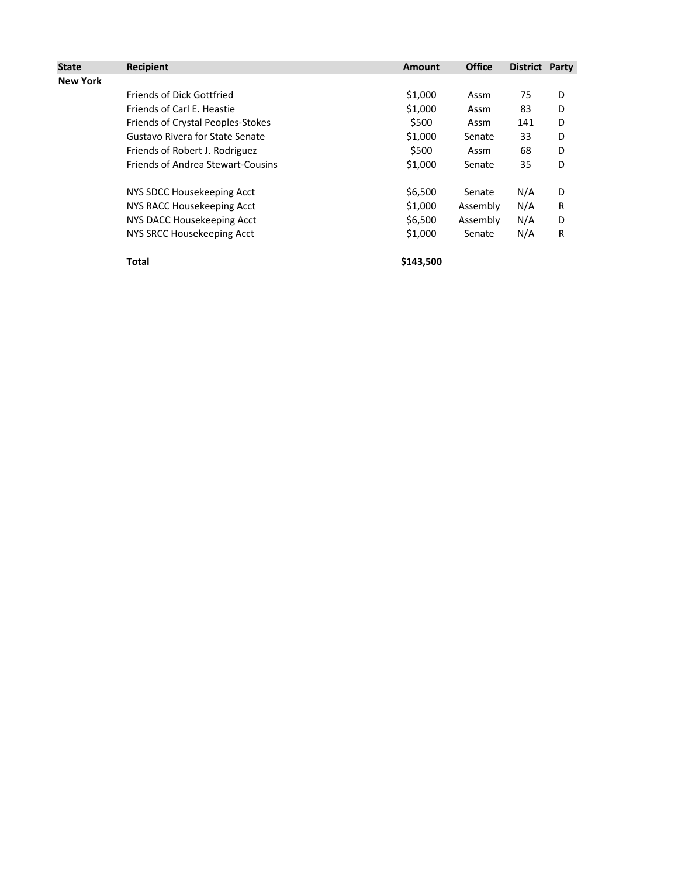| State | Recipient | Amount | Office | District | Party |
|---|---|---|---|---|---|
| **New York** | | | | | |
| | Friends of Dick Gottfried | $1,000 | Assm | 75 | D |
| | Friends of Carl E. Heastie | $1,000 | Assm | 83 | D |
| | Friends of Crystal Peoples-Stokes | $500 | Assm | 141 | D |
| | Gustavo Rivera for State Senate | $1,000 | Senate | 33 | D |
| | Friends of Robert J. Rodriguez | $500 | Assm | 68 | D |
| | Friends of Andrea Stewart-Cousins | $1,000 | Senate | 35 | D |
| | | | | | |
| | NYS SDCC Housekeeping Acct | $6,500 | Senate | N/A | D |
| | NYS RACC Housekeeping Acct | $1,000 | Assembly | N/A | R |
| | NYS DACC Housekeeping Acct | $6,500 | Assembly | N/A | D |
| | NYS SRCC Housekeeping Acct | $1,000 | Senate | N/A | R |
| | | | | | |
| | **Total** | **$143,500** | | | |